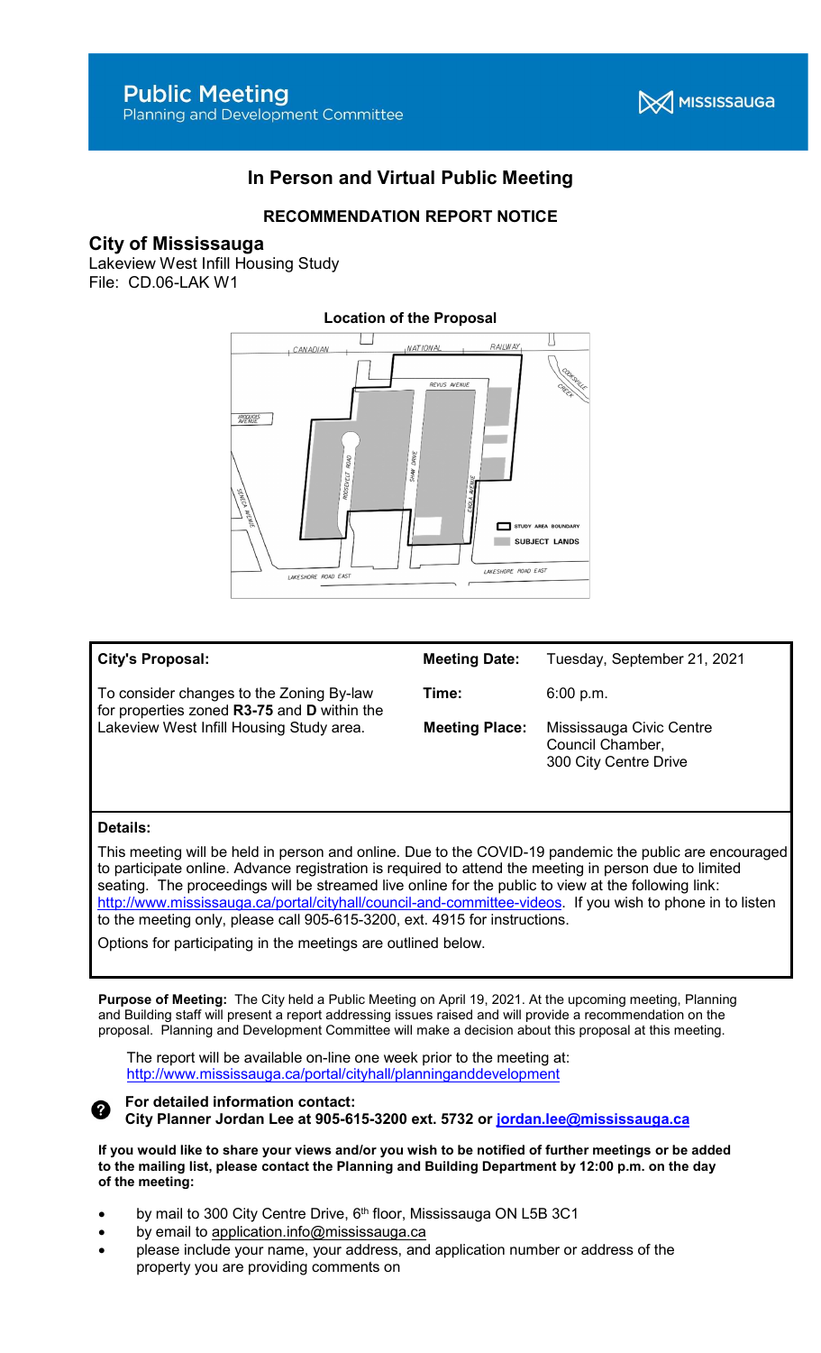# Public Meeting

Planning and Development Committee

MISSISSAUGA

## In Person and Virtual Public Meeting

### RECOMMENDATION REPORT NOTICE

## City of Mississauga

Lakeview West Infill Housing Study
File: CD.06-LAK W1

**Location of the Proposal**

CANADIAN NATIONAL RAILWAY
REVUS AVENUE
IROQUOIS AVENUE
COOKSVILLE CREEK
ROOSEVELT ROAD
SHAW DRIVE
ENOLA AVENUE
SENECA AVENUE
LAKESHORE ROAD EAST
STUDY AREA BOUNDARY
SUBJECT LANDS

| **City's Proposal:** | **Meeting Date:** | Tuesday, September 21, 2021 |
|---|---|---|
| To consider changes to the Zoning By-law for properties zoned **R3-75** and **D** within the Lakeview West Infill Housing Study area. | **Time:** | 6:00 p.m. |
| | **Meeting Place:** | Mississauga Civic Centre Council Chamber, 300 City Centre Drive |

**Details:**

This meeting will be held in person and online. Due to the COVID-19 pandemic the public are encouraged to participate online. Advance registration is required to attend the meeting in person due to limited seating. The proceedings will be streamed live online for the public to view at the following link: http://www.mississauga.ca/portal/cityhall/council-and-committee-videos. If you wish to phone in to listen to the meeting only, please call 905-615-3200, ext. 4915 for instructions.

Options for participating in the meetings are outlined below.

**Purpose of Meeting:** The City held a Public Meeting on April 19, 2021. At the upcoming meeting, Planning and Building staff will present a report addressing issues raised and will provide a recommendation on the proposal. Planning and Development Committee will make a decision about this proposal at this meeting.

The report will be available on-line one week prior to the meeting at: http://www.mississauga.ca/portal/cityhall/planninganddevelopment

**For detailed information contact:**
**City Planner Jordan Lee at 905-615-3200 ext. 5732 or jordan.lee@mississauga.ca**

**If you would like to share your views and/or you wish to be notified of further meetings or be added to the mailing list, please contact the Planning and Building Department by 12:00 p.m. on the day of the meeting:**

- by mail to 300 City Centre Drive, 6th floor, Mississauga ON L5B 3C1
- by email to application.info@mississauga.ca
- please include your name, your address, and application number or address of the property you are providing comments on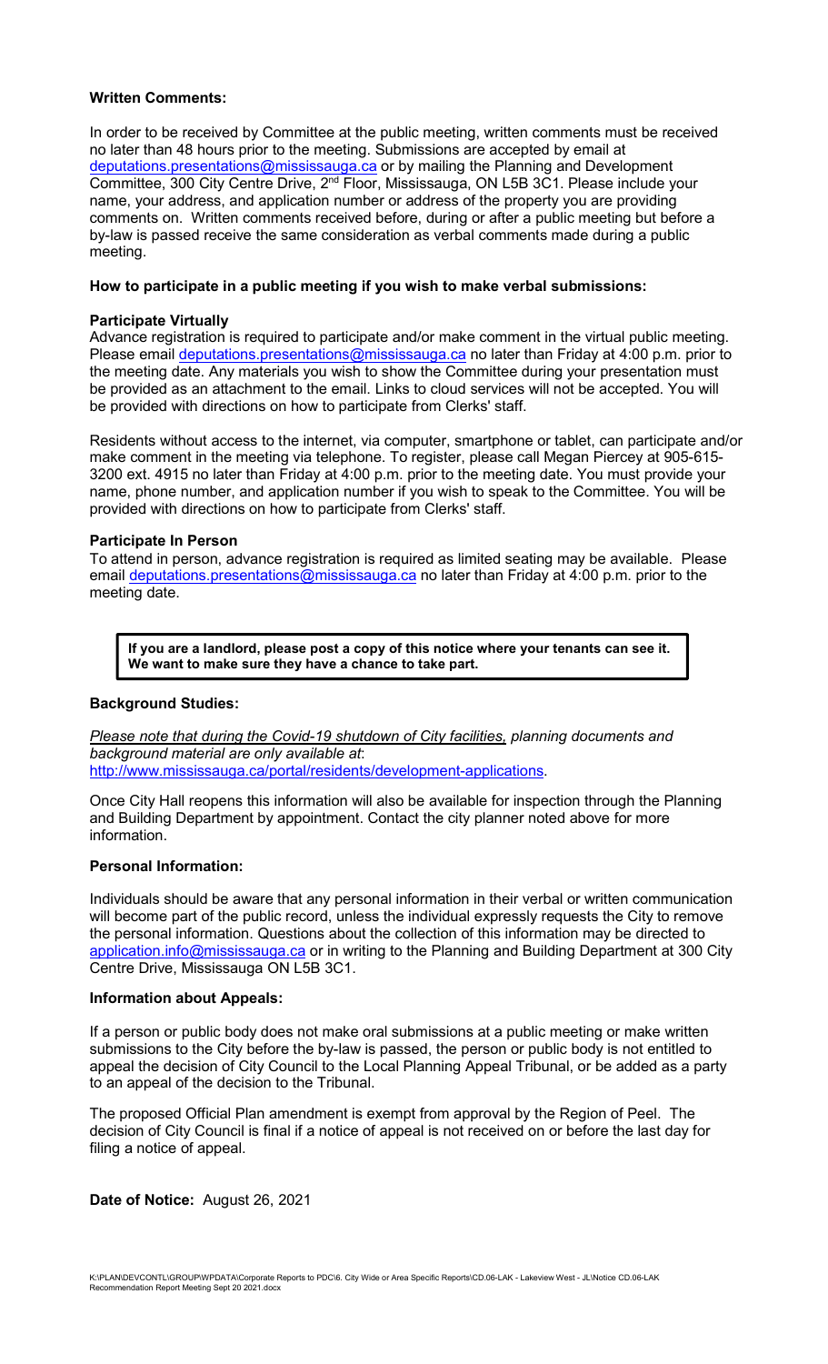**Written Comments:**

In order to be received by Committee at the public meeting, written comments must be received no later than 48 hours prior to the meeting. Submissions are accepted by email at deputations.presentations@mississauga.ca or by mailing the Planning and Development Committee, 300 City Centre Drive, 2nd Floor, Mississauga, ON L5B 3C1. Please include your name, your address, and application number or address of the property you are providing comments on. Written comments received before, during or after a public meeting but before a by-law is passed receive the same consideration as verbal comments made during a public meeting.

**How to participate in a public meeting if you wish to make verbal submissions:**

**Participate Virtually**

Advance registration is required to participate and/or make comment in the virtual public meeting. Please email deputations.presentations@mississauga.ca no later than Friday at 4:00 p.m. prior to the meeting date. Any materials you wish to show the Committee during your presentation must be provided as an attachment to the email. Links to cloud services will not be accepted. You will be provided with directions on how to participate from Clerks' staff.

Residents without access to the internet, via computer, smartphone or tablet, can participate and/or make comment in the meeting via telephone. To register, please call Megan Piercey at 905-615-3200 ext. 4915 no later than Friday at 4:00 p.m. prior to the meeting date. You must provide your name, phone number, and application number if you wish to speak to the Committee. You will be provided with directions on how to participate from Clerks' staff.

**Participate In Person**

To attend in person, advance registration is required as limited seating may be available. Please email deputations.presentations@mississauga.ca no later than Friday at 4:00 p.m. prior to the meeting date.

**If you are a landlord, please post a copy of this notice where your tenants can see it. We want to make sure they have a chance to take part.**

**Background Studies:**

*Please note that during the Covid-19 shutdown of City facilities, planning documents and background material are only available at*: http://www.mississauga.ca/portal/residents/development-applications.

Once City Hall reopens this information will also be available for inspection through the Planning and Building Department by appointment. Contact the city planner noted above for more information.

**Personal Information:**

Individuals should be aware that any personal information in their verbal or written communication will become part of the public record, unless the individual expressly requests the City to remove the personal information. Questions about the collection of this information may be directed to application.info@mississauga.ca or in writing to the Planning and Building Department at 300 City Centre Drive, Mississauga ON L5B 3C1.

**Information about Appeals:**

If a person or public body does not make oral submissions at a public meeting or make written submissions to the City before the by-law is passed, the person or public body is not entitled to appeal the decision of City Council to the Local Planning Appeal Tribunal, or be added as a party to an appeal of the decision to the Tribunal.

The proposed Official Plan amendment is exempt from approval by the Region of Peel. The decision of City Council is final if a notice of appeal is not received on or before the last day for filing a notice of appeal.

**Date of Notice:** August 26, 2021

K:\PLAN\DEVCONTL\GROUP\WPDATA\Corporate Reports to PDC\6. City Wide or Area Specific Reports\CD.06-LAK - Lakeview West - JL\Notice CD.06-LAK Recommendation Report Meeting Sept 20 2021.docx